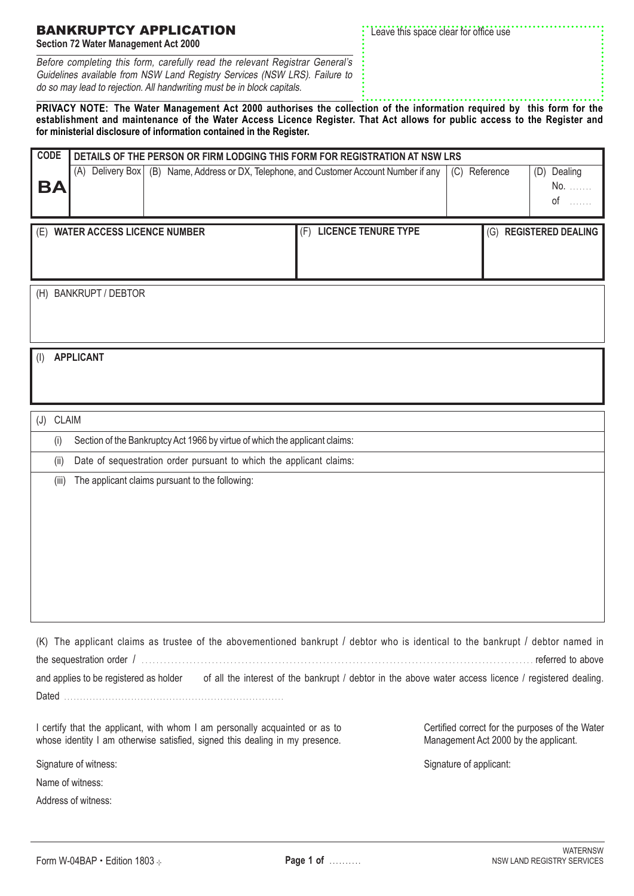# BANKRUPTCY APPLICATION

**Section 72 Water Management Act 2000**

*Before completing this form, carefully read the relevant Registrar General's Guidelines available from NSW Land Registry Services (NSW LRS). Failure to do so may lead to rejection. All handwriting must be in block capitals.*

Leave this space clear for office use

**PRIVACY NOTE: The Water Management Act 2000 authorises the collection of the information required by this form for the establishment and maintenance of the Water Access Licence Register. That Act allows for public access to the Register and for ministerial disclosure of information contained in the Register.**

| CODE | DETAILS OF THE PERSON OR FIRM LODGING THIS FORM FOR REGISTRATION AT NSW LRS | | | |
|---|---|---|---|---|
| **BA** | (A) Delivery Box | (B) Name, Address or DX, Telephone, and Customer Account Number if any | (C) Reference | (D) Dealing No. ....... of ....... |

| (E) **WATER ACCESS LICENCE NUMBER** | (F) **LICENCE TENURE TYPE** | (G) **REGISTERED DEALING** |
|---|---|---|
| | | |

(H) BANKRUPT / DEBTOR

(I) **APPLICANT**

(J) CLAIM

(i) Section of the Bankruptcy Act 1966 by virtue of which the applicant claims:

(ii) Date of sequestration order pursuant to which the applicant claims:

(iii) The applicant claims pursuant to the following:

(K) The applicant claims as trustee of the abovementioned bankrupt / debtor who is identical to the bankrupt / debtor named in the sequestration order / .................................................................................................... referred to above and applies to be registered as holder of all the interest of the bankrupt / debtor in the above water access licence / registered dealing.

Dated ..................................................................

I certify that the applicant, with whom I am personally acquainted or as to whose identity I am otherwise satisfied, signed this dealing in my presence.

Signature of witness:

Name of witness:

Address of witness:

Certified correct for the purposes of the Water Management Act 2000 by the applicant.

Signature of applicant:

Form W-04BAP • Edition 1803

WATERNSW
NSW LAND REGISTRY SERVICES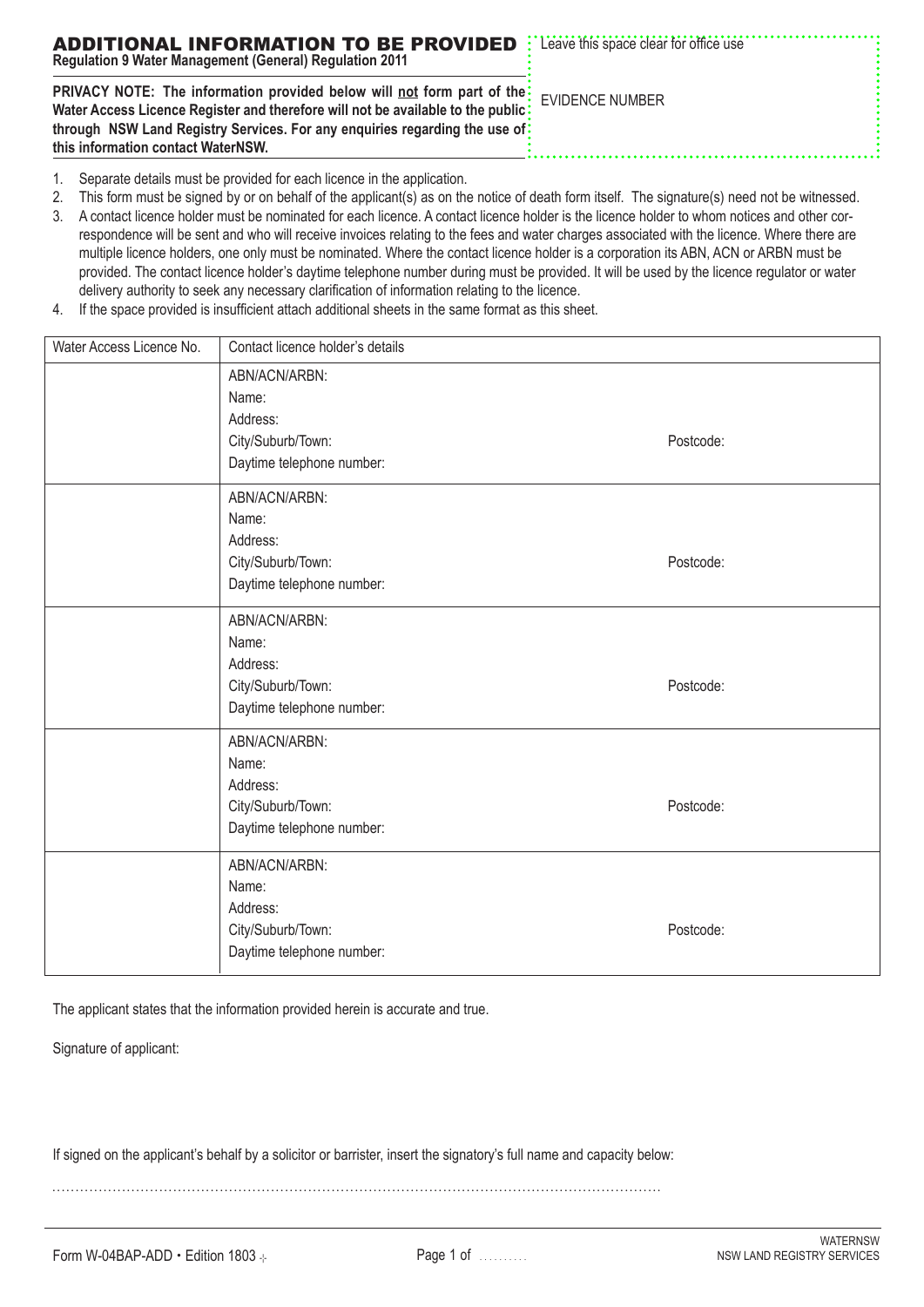# ADDITIONAL INFORMATION TO BE PROVIDED

**Regulation 9 Water Management (General) Regulation 2011**

Leave this space clear for office use

EVIDENCE NUMBER

**PRIVACY NOTE: The information provided below will not form part of the Water Access Licence Register and therefore will not be available to the public through NSW Land Registry Services. For any enquiries regarding the use of this information contact WaterNSW.**

1. Separate details must be provided for each licence in the application.
2. This form must be signed by or on behalf of the applicant(s) as on the notice of death form itself. The signature(s) need not be witnessed.
3. A contact licence holder must be nominated for each licence. A contact licence holder is the licence holder to whom notices and other correspondence will be sent and who will receive invoices relating to the fees and water charges associated with the licence. Where there are multiple licence holders, one only must be nominated. Where the contact licence holder is a corporation its ABN, ACN or ARBN must be provided. The contact licence holder's daytime telephone number during must be provided. It will be used by the licence regulator or water delivery authority to seek any necessary clarification of information relating to the licence.
4. If the space provided is insufficient attach additional sheets in the same format as this sheet.

| Water Access Licence No. | Contact licence holder's details | |
|---|---|---|
| | ABN/ACN/ARBN:<br>Name:<br>Address:<br>City/Suburb/Town:<br>Daytime telephone number: | Postcode: |
| | ABN/ACN/ARBN:<br>Name:<br>Address:<br>City/Suburb/Town:<br>Daytime telephone number: | Postcode: |
| | ABN/ACN/ARBN:<br>Name:<br>Address:<br>City/Suburb/Town:<br>Daytime telephone number: | Postcode: |
| | ABN/ACN/ARBN:<br>Name:<br>Address:<br>City/Suburb/Town:<br>Daytime telephone number: | Postcode: |
| | ABN/ACN/ARBN:<br>Name:<br>Address:<br>City/Suburb/Town:<br>Daytime telephone number: | Postcode: |

The applicant states that the information provided herein is accurate and true.

Signature of applicant:

If signed on the applicant's behalf by a solicitor or barrister, insert the signatory's full name and capacity below:

.......................................................................................................................

Form W-04BAP-ADD • Edition 1803

Page 1 of ..........

WATERNSW
NSW LAND REGISTRY SERVICES